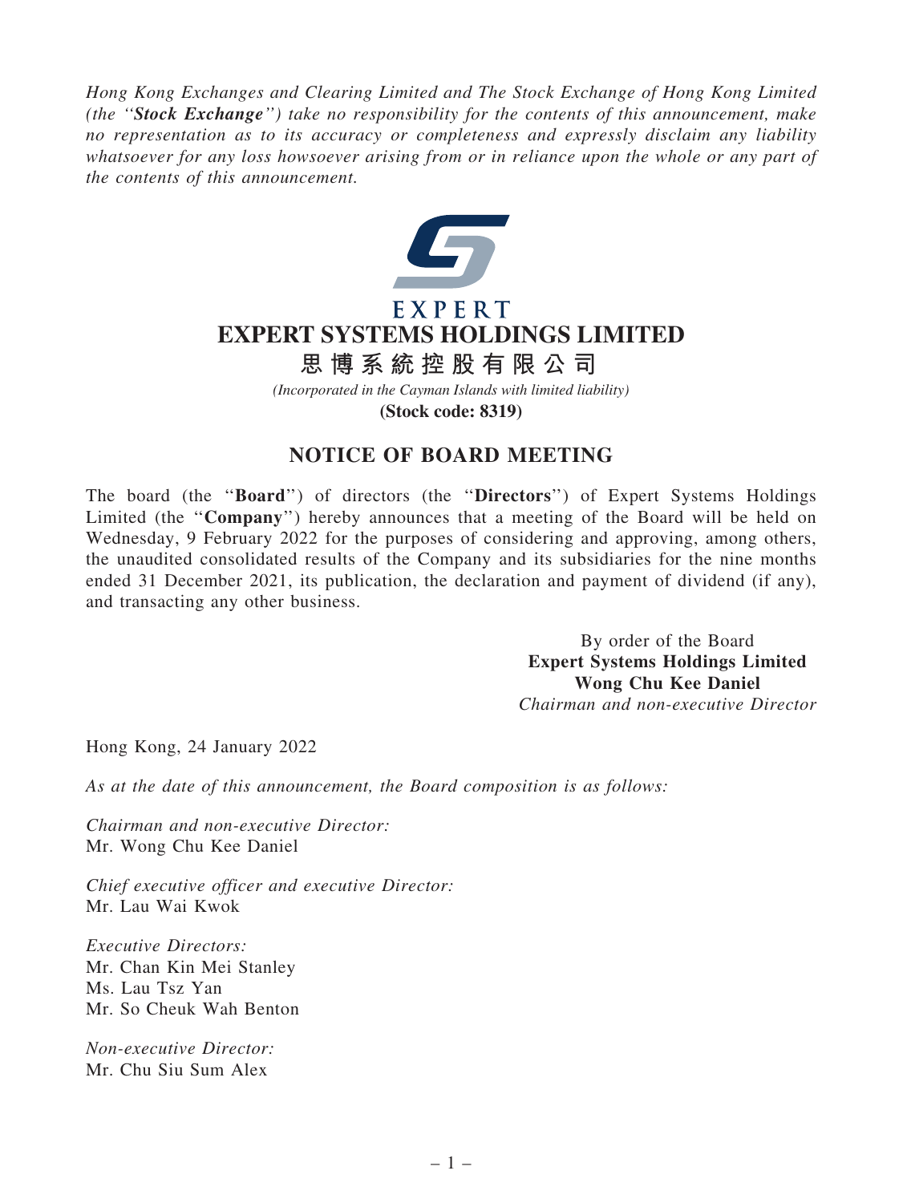*Hong Kong Exchanges and Clearing Limited and The Stock Exchange of Hong Kong Limited (the "**Stock Exchange**") take no responsibility for the contents of this announcement, make no representation as to its accuracy or completeness and expressly disclaim any liability whatsoever for any loss howsoever arising from or in reliance upon the whole or any part of the contents of this announcement.*

EXPERT

# EXPERT SYSTEMS HOLDINGS LIMITED

## 思博系統控股有限公司

*(Incorporated in the Cayman Islands with limited liability)*

**(Stock code: 8319)**

## NOTICE OF BOARD MEETING

The board (the "**Board**") of directors (the "**Directors**") of Expert Systems Holdings Limited (the "**Company**") hereby announces that a meeting of the Board will be held on Wednesday, 9 February 2022 for the purposes of considering and approving, among others, the unaudited consolidated results of the Company and its subsidiaries for the nine months ended 31 December 2021, its publication, the declaration and payment of dividend (if any), and transacting any other business.

By order of the Board
**Expert Systems Holdings Limited**
**Wong Chu Kee Daniel**
*Chairman and non-executive Director*

Hong Kong, 24 January 2022

*As at the date of this announcement, the Board composition is as follows:*

*Chairman and non-executive Director:*
Mr. Wong Chu Kee Daniel

*Chief executive officer and executive Director:*
Mr. Lau Wai Kwok

*Executive Directors:*
Mr. Chan Kin Mei Stanley
Ms. Lau Tsz Yan
Mr. So Cheuk Wah Benton

*Non-executive Director:*
Mr. Chu Siu Sum Alex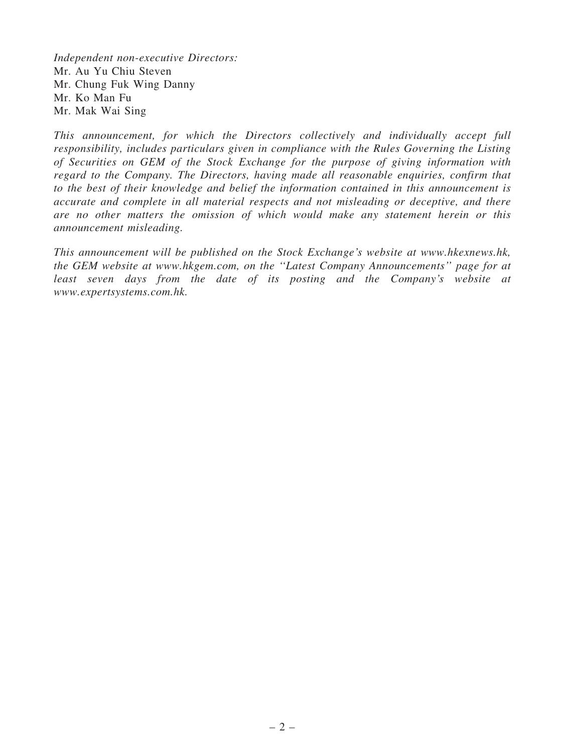*Independent non-executive Directors:*
Mr. Au Yu Chiu Steven
Mr. Chung Fuk Wing Danny
Mr. Ko Man Fu
Mr. Mak Wai Sing

*This announcement, for which the Directors collectively and individually accept full responsibility, includes particulars given in compliance with the Rules Governing the Listing of Securities on GEM of the Stock Exchange for the purpose of giving information with regard to the Company. The Directors, having made all reasonable enquiries, confirm that to the best of their knowledge and belief the information contained in this announcement is accurate and complete in all material respects and not misleading or deceptive, and there are no other matters the omission of which would make any statement herein or this announcement misleading.*

*This announcement will be published on the Stock Exchange's website at www.hkexnews.hk, the GEM website at www.hkgem.com, on the ''Latest Company Announcements'' page for at least seven days from the date of its posting and the Company's website at www.expertsystems.com.hk.*